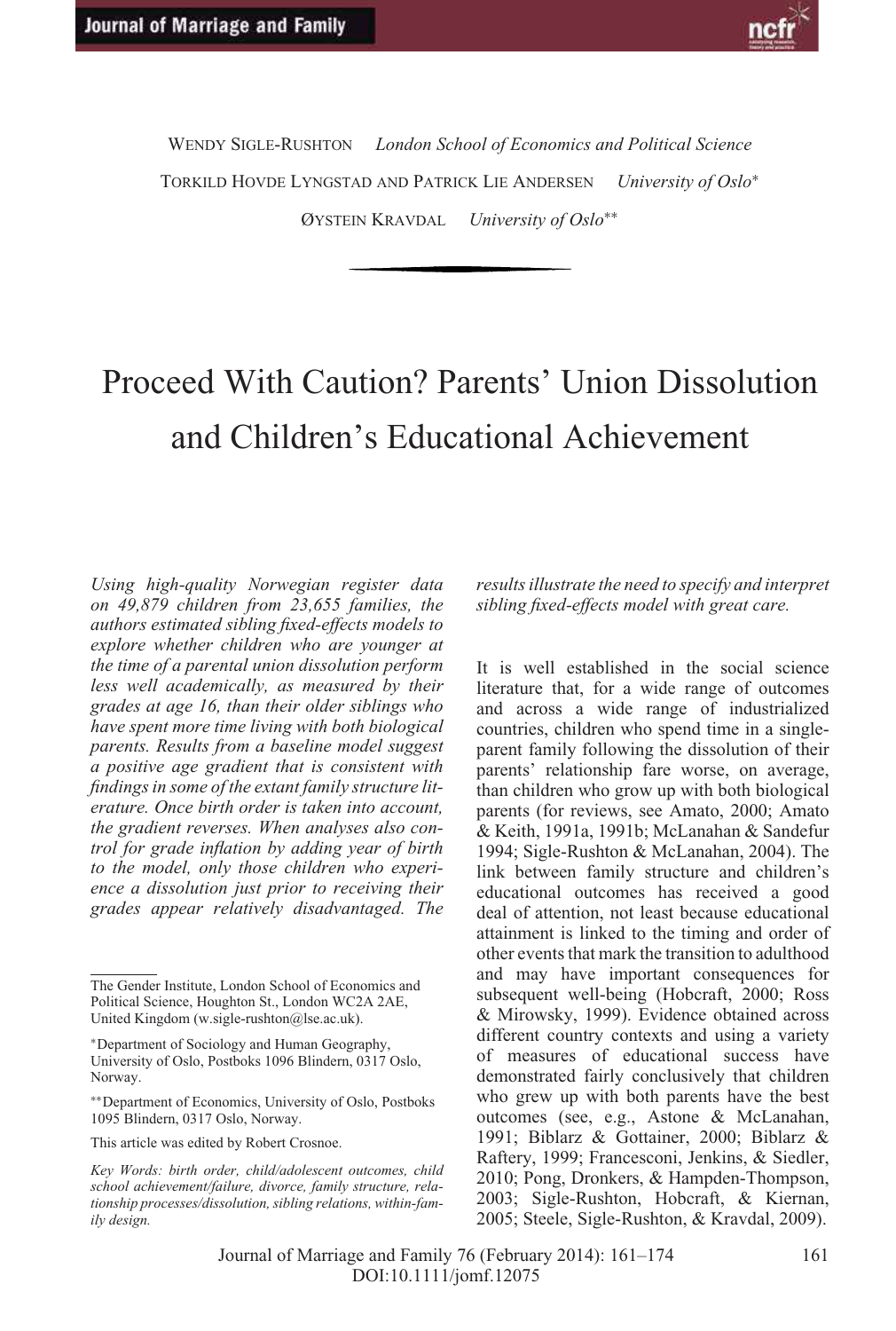Wendy Sigle-Rushton *London School of Economics and Political Science*

Torkild Hovde Lyngstad and Patrick Lie Andersen *University of Oslo*[*]

Øystein Kravdal *University of Oslo*[**]

# Proceed With Caution? Parents' Union Dissolution and Children's Educational Achievement

*Using high-quality Norwegian register data on 49,879 children from 23,655 families, the authors estimated sibling fixed-effects models to explore whether children who are younger at the time of a parental union dissolution perform less well academically, as measured by their grades at age 16, than their older siblings who have spent more time living with both biological parents. Results from a baseline model suggest a positive age gradient that is consistent with findings in some of the extant family structure literature. Once birth order is taken into account, the gradient reverses. When analyses also control for grade inflation by adding year of birth to the model, only those children who experience a dissolution just prior to receiving their grades appear relatively disadvantaged. The results illustrate the need to specify and interpret sibling fixed-effects model with great care.*

It is well established in the social science literature that, for a wide range of outcomes and across a wide range of industrialized countries, children who spend time in a single-parent family following the dissolution of their parents' relationship fare worse, on average, than children who grow up with both biological parents (for reviews, see Amato, 2000; Amato & Keith, 1991a, 1991b; McLanahan & Sandefur 1994; Sigle-Rushton & McLanahan, 2004). The link between family structure and children's educational outcomes has received a good deal of attention, not least because educational attainment is linked to the timing and order of other events that mark the transition to adulthood and may have important consequences for subsequent well-being (Hobcraft, 2000; Ross & Mirowsky, 1999). Evidence obtained across different country contexts and using a variety of measures of educational success have demonstrated fairly conclusively that children who grew up with both parents have the best outcomes (see, e.g., Astone & McLanahan, 1991; Biblarz & Gottainer, 2000; Biblarz & Raftery, 1999; Francesconi, Jenkins, & Siedler, 2010; Pong, Dronkers, & Hampden-Thompson, 2003; Sigle-Rushton, Hobcraft, & Kiernan, 2005; Steele, Sigle-Rushton, & Kravdal, 2009).

---

The Gender Institute, London School of Economics and Political Science, Houghton St., London WC2A 2AE, United Kingdom (w.sigle-rushton@lse.ac.uk).

[*]Department of Sociology and Human Geography, University of Oslo, Postboks 1096 Blindern, 0317 Oslo, Norway.

[**]Department of Economics, University of Oslo, Postboks 1095 Blindern, 0317 Oslo, Norway.

This article was edited by Robert Crosnoe.

*Key Words: birth order, child/adolescent outcomes, child school achievement/failure, divorce, family structure, relationship processes/dissolution, sibling relations, within-family design.*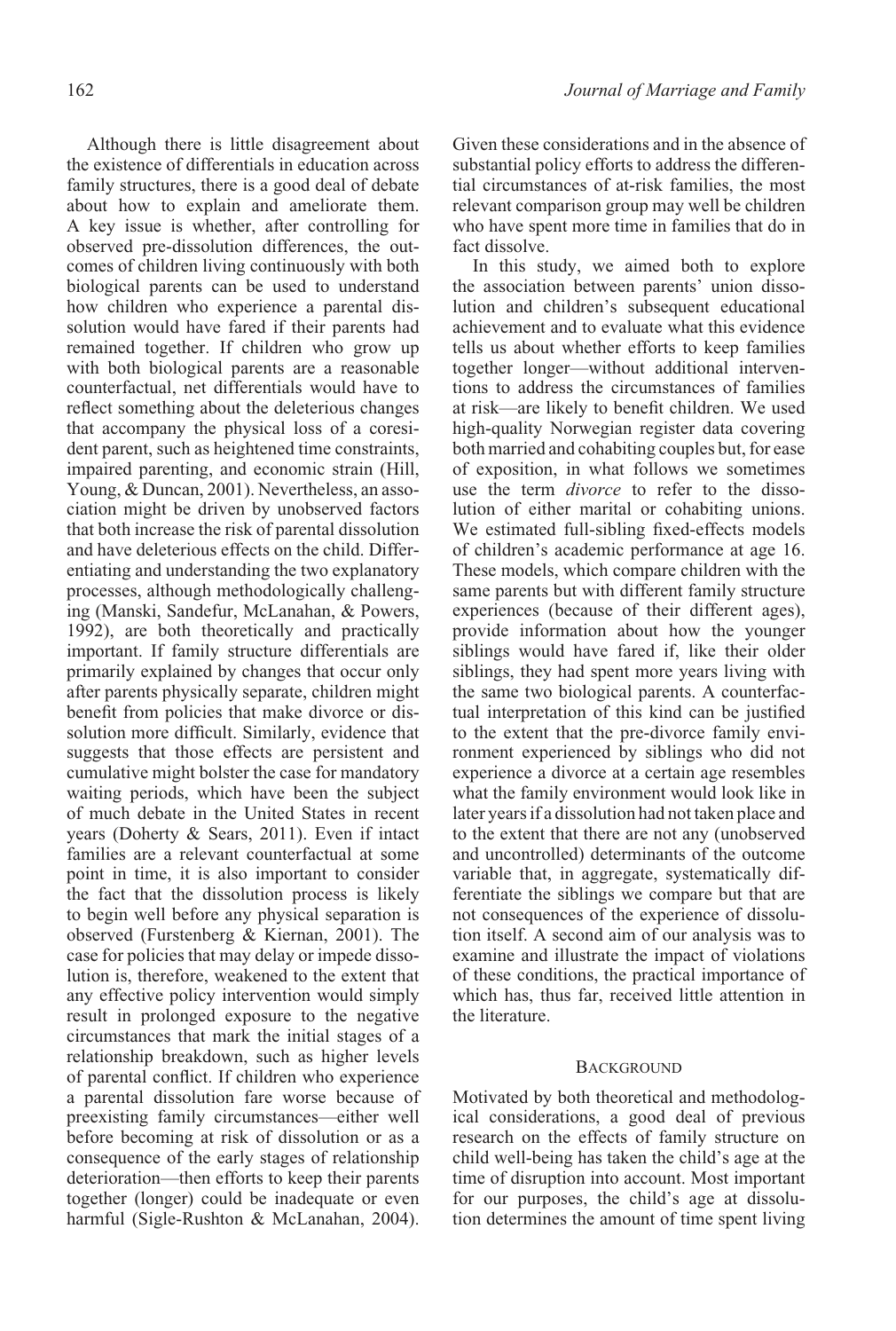Although there is little disagreement about the existence of differentials in education across family structures, there is a good deal of debate about how to explain and ameliorate them. A key issue is whether, after controlling for observed pre-dissolution differences, the outcomes of children living continuously with both biological parents can be used to understand how children who experience a parental dissolution would have fared if their parents had remained together. If children who grow up with both biological parents are a reasonable counterfactual, net differentials would have to reflect something about the deleterious changes that accompany the physical loss of a coresident parent, such as heightened time constraints, impaired parenting, and economic strain (Hill, Young, & Duncan, 2001). Nevertheless, an association might be driven by unobserved factors that both increase the risk of parental dissolution and have deleterious effects on the child. Differentiating and understanding the two explanatory processes, although methodologically challenging (Manski, Sandefur, McLanahan, & Powers, 1992), are both theoretically and practically important. If family structure differentials are primarily explained by changes that occur only after parents physically separate, children might benefit from policies that make divorce or dissolution more difficult. Similarly, evidence that suggests that those effects are persistent and cumulative might bolster the case for mandatory waiting periods, which have been the subject of much debate in the United States in recent years (Doherty & Sears, 2011). Even if intact families are a relevant counterfactual at some point in time, it is also important to consider the fact that the dissolution process is likely to begin well before any physical separation is observed (Furstenberg & Kiernan, 2001). The case for policies that may delay or impede dissolution is, therefore, weakened to the extent that any effective policy intervention would simply result in prolonged exposure to the negative circumstances that mark the initial stages of a relationship breakdown, such as higher levels of parental conflict. If children who experience a parental dissolution fare worse because of preexisting family circumstances—either well before becoming at risk of dissolution or as a consequence of the early stages of relationship deterioration—then efforts to keep their parents together (longer) could be inadequate or even harmful (Sigle-Rushton & McLanahan, 2004). Given these considerations and in the absence of substantial policy efforts to address the differential circumstances of at-risk families, the most relevant comparison group may well be children who have spent more time in families that do in fact dissolve.

In this study, we aimed both to explore the association between parents' union dissolution and children's subsequent educational achievement and to evaluate what this evidence tells us about whether efforts to keep families together longer—without additional interventions to address the circumstances of families at risk—are likely to benefit children. We used high-quality Norwegian register data covering both married and cohabiting couples but, for ease of exposition, in what follows we sometimes use the term *divorce* to refer to the dissolution of either marital or cohabiting unions. We estimated full-sibling fixed-effects models of children's academic performance at age 16. These models, which compare children with the same parents but with different family structure experiences (because of their different ages), provide information about how the younger siblings would have fared if, like their older siblings, they had spent more years living with the same two biological parents. A counterfactual interpretation of this kind can be justified to the extent that the pre-divorce family environment experienced by siblings who did not experience a divorce at a certain age resembles what the family environment would look like in later years if a dissolution had not taken place and to the extent that there are not any (unobserved and uncontrolled) determinants of the outcome variable that, in aggregate, systematically differentiate the siblings we compare but that are not consequences of the experience of dissolution itself. A second aim of our analysis was to examine and illustrate the impact of violations of these conditions, the practical importance of which has, thus far, received little attention in the literature.

## Background

Motivated by both theoretical and methodological considerations, a good deal of previous research on the effects of family structure on child well-being has taken the child's age at the time of disruption into account. Most important for our purposes, the child's age at dissolution determines the amount of time spent living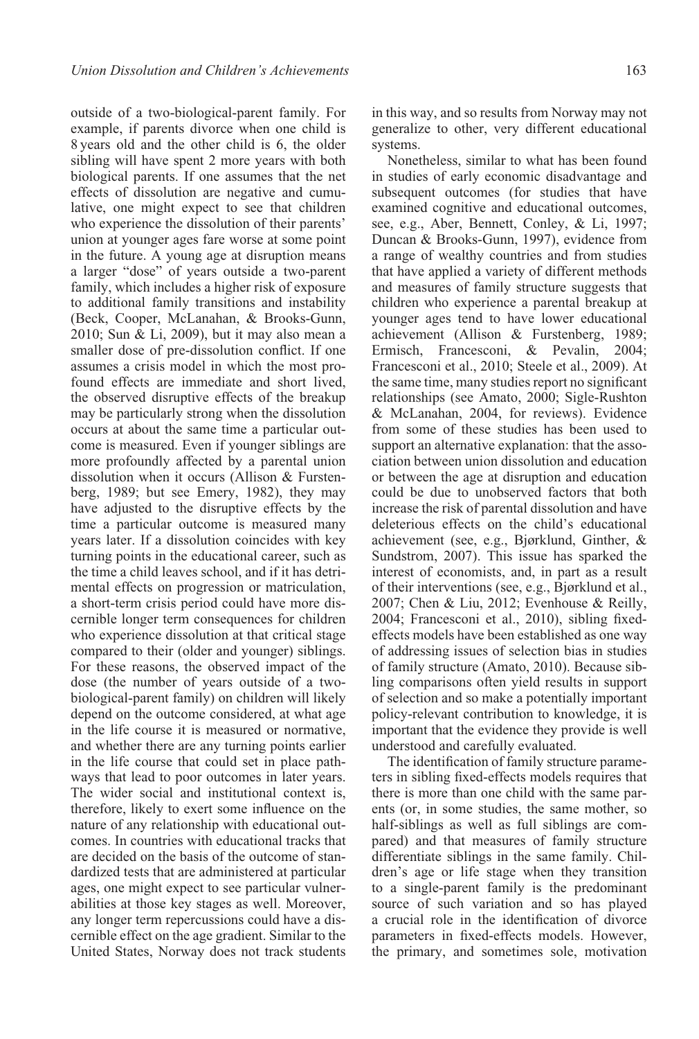outside of a two-biological-parent family. For example, if parents divorce when one child is 8 years old and the other child is 6, the older sibling will have spent 2 more years with both biological parents. If one assumes that the net effects of dissolution are negative and cumulative, one might expect to see that children who experience the dissolution of their parents' union at younger ages fare worse at some point in the future. A young age at disruption means a larger "dose" of years outside a two-parent family, which includes a higher risk of exposure to additional family transitions and instability (Beck, Cooper, McLanahan, & Brooks-Gunn, 2010; Sun & Li, 2009), but it may also mean a smaller dose of pre-dissolution conflict. If one assumes a crisis model in which the most profound effects are immediate and short lived, the observed disruptive effects of the breakup may be particularly strong when the dissolution occurs at about the same time a particular outcome is measured. Even if younger siblings are more profoundly affected by a parental union dissolution when it occurs (Allison & Furstenberg, 1989; but see Emery, 1982), they may have adjusted to the disruptive effects by the time a particular outcome is measured many years later. If a dissolution coincides with key turning points in the educational career, such as the time a child leaves school, and if it has detrimental effects on progression or matriculation, a short-term crisis period could have more discernible longer term consequences for children who experience dissolution at that critical stage compared to their (older and younger) siblings. For these reasons, the observed impact of the dose (the number of years outside of a two-biological-parent family) on children will likely depend on the outcome considered, at what age in the life course it is measured or normative, and whether there are any turning points earlier in the life course that could set in place pathways that lead to poor outcomes in later years. The wider social and institutional context is, therefore, likely to exert some influence on the nature of any relationship with educational outcomes. In countries with educational tracks that are decided on the basis of the outcome of standardized tests that are administered at particular ages, one might expect to see particular vulnerabilities at those key stages as well. Moreover, any longer term repercussions could have a discernible effect on the age gradient. Similar to the United States, Norway does not track students in this way, and so results from Norway may not generalize to other, very different educational systems.

Nonetheless, similar to what has been found in studies of early economic disadvantage and subsequent outcomes (for studies that have examined cognitive and educational outcomes, see, e.g., Aber, Bennett, Conley, & Li, 1997; Duncan & Brooks-Gunn, 1997), evidence from a range of wealthy countries and from studies that have applied a variety of different methods and measures of family structure suggests that children who experience a parental breakup at younger ages tend to have lower educational achievement (Allison & Furstenberg, 1989; Ermisch, Francesconi, & Pevalin, 2004; Francesconi et al., 2010; Steele et al., 2009). At the same time, many studies report no significant relationships (see Amato, 2000; Sigle-Rushton & McLanahan, 2004, for reviews). Evidence from some of these studies has been used to support an alternative explanation: that the association between union dissolution and education or between the age at disruption and education could be due to unobserved factors that both increase the risk of parental dissolution and have deleterious effects on the child's educational achievement (see, e.g., Bjørklund, Ginther, & Sundstrom, 2007). This issue has sparked the interest of economists, and, in part as a result of their interventions (see, e.g., Bjørklund et al., 2007; Chen & Liu, 2012; Evenhouse & Reilly, 2004; Francesconi et al., 2010), sibling fixed-effects models have been established as one way of addressing issues of selection bias in studies of family structure (Amato, 2010). Because sibling comparisons often yield results in support of selection and so make a potentially important policy-relevant contribution to knowledge, it is important that the evidence they provide is well understood and carefully evaluated.

The identification of family structure parameters in sibling fixed-effects models requires that there is more than one child with the same parents (or, in some studies, the same mother, so half-siblings as well as full siblings are compared) and that measures of family structure differentiate siblings in the same family. Children's age or life stage when they transition to a single-parent family is the predominant source of such variation and so has played a crucial role in the identification of divorce parameters in fixed-effects models. However, the primary, and sometimes sole, motivation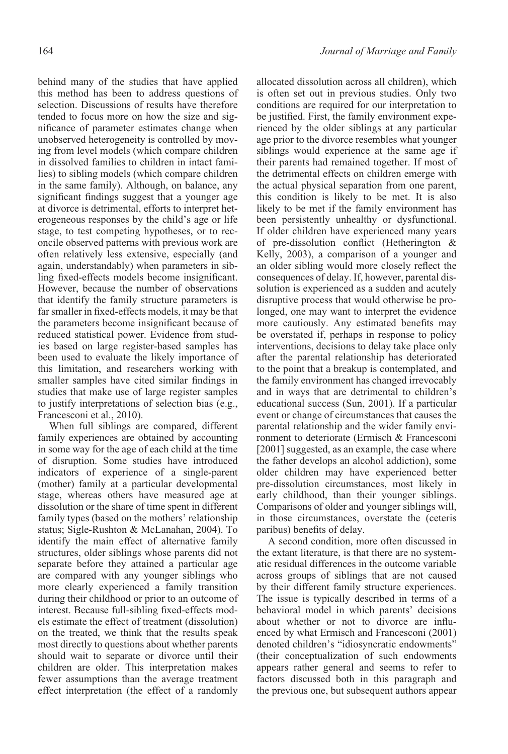behind many of the studies that have applied this method has been to address questions of selection. Discussions of results have therefore tended to focus more on how the size and significance of parameter estimates change when unobserved heterogeneity is controlled by moving from level models (which compare children in dissolved families to children in intact families) to sibling models (which compare children in the same family). Although, on balance, any significant findings suggest that a younger age at divorce is detrimental, efforts to interpret heterogeneous responses by the child's age or life stage, to test competing hypotheses, or to reconcile observed patterns with previous work are often relatively less extensive, especially (and again, understandably) when parameters in sibling fixed-effects models become insignificant. However, because the number of observations that identify the family structure parameters is far smaller in fixed-effects models, it may be that the parameters become insignificant because of reduced statistical power. Evidence from studies based on large register-based samples has been used to evaluate the likely importance of this limitation, and researchers working with smaller samples have cited similar findings in studies that make use of large register samples to justify interpretations of selection bias (e.g., Francesconi et al., 2010).

When full siblings are compared, different family experiences are obtained by accounting in some way for the age of each child at the time of disruption. Some studies have introduced indicators of experience of a single-parent (mother) family at a particular developmental stage, whereas others have measured age at dissolution or the share of time spent in different family types (based on the mothers' relationship status; Sigle-Rushton & McLanahan, 2004). To identify the main effect of alternative family structures, older siblings whose parents did not separate before they attained a particular age are compared with any younger siblings who more clearly experienced a family transition during their childhood or prior to an outcome of interest. Because full-sibling fixed-effects models estimate the effect of treatment (dissolution) on the treated, we think that the results speak most directly to questions about whether parents should wait to separate or divorce until their children are older. This interpretation makes fewer assumptions than the average treatment effect interpretation (the effect of a randomly allocated dissolution across all children), which is often set out in previous studies. Only two conditions are required for our interpretation to be justified. First, the family environment experienced by the older siblings at any particular age prior to the divorce resembles what younger siblings would experience at the same age if their parents had remained together. If most of the detrimental effects on children emerge with the actual physical separation from one parent, this condition is likely to be met. It is also likely to be met if the family environment has been persistently unhealthy or dysfunctional. If older children have experienced many years of pre-dissolution conflict (Hetherington & Kelly, 2003), a comparison of a younger and an older sibling would more closely reflect the consequences of delay. If, however, parental dissolution is experienced as a sudden and acutely disruptive process that would otherwise be prolonged, one may want to interpret the evidence more cautiously. Any estimated benefits may be overstated if, perhaps in response to policy interventions, decisions to delay take place only after the parental relationship has deteriorated to the point that a breakup is contemplated, and the family environment has changed irrevocably and in ways that are detrimental to children's educational success (Sun, 2001). If a particular event or change of circumstances that causes the parental relationship and the wider family environment to deteriorate (Ermisch & Francesconi [2001] suggested, as an example, the case where the father develops an alcohol addiction), some older children may have experienced better pre-dissolution circumstances, most likely in early childhood, than their younger siblings. Comparisons of older and younger siblings will, in those circumstances, overstate the (ceteris paribus) benefits of delay.

A second condition, more often discussed in the extant literature, is that there are no systematic residual differences in the outcome variable across groups of siblings that are not caused by their different family structure experiences. The issue is typically described in terms of a behavioral model in which parents' decisions about whether or not to divorce are influenced by what Ermisch and Francesconi (2001) denoted children's "idiosyncratic endowments" (their conceptualization of such endowments appears rather general and seems to refer to factors discussed both in this paragraph and the previous one, but subsequent authors appear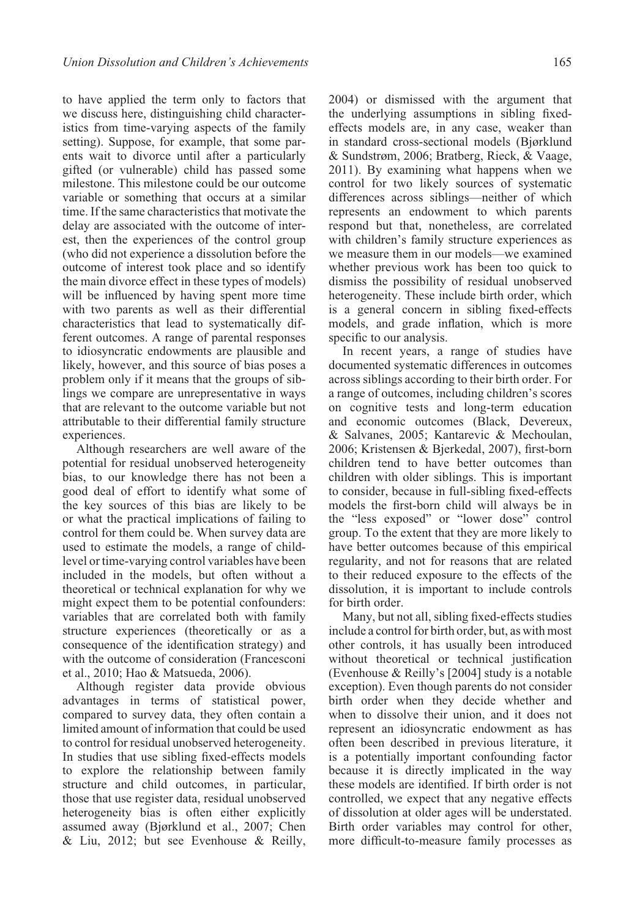to have applied the term only to factors that we discuss here, distinguishing child characteristics from time-varying aspects of the family setting). Suppose, for example, that some parents wait to divorce until after a particularly gifted (or vulnerable) child has passed some milestone. This milestone could be our outcome variable or something that occurs at a similar time. If the same characteristics that motivate the delay are associated with the outcome of interest, then the experiences of the control group (who did not experience a dissolution before the outcome of interest took place and so identify the main divorce effect in these types of models) will be influenced by having spent more time with two parents as well as their differential characteristics that lead to systematically different outcomes. A range of parental responses to idiosyncratic endowments are plausible and likely, however, and this source of bias poses a problem only if it means that the groups of siblings we compare are unrepresentative in ways that are relevant to the outcome variable but not attributable to their differential family structure experiences.

Although researchers are well aware of the potential for residual unobserved heterogeneity bias, to our knowledge there has not been a good deal of effort to identify what some of the key sources of this bias are likely to be or what the practical implications of failing to control for them could be. When survey data are used to estimate the models, a range of child-level or time-varying control variables have been included in the models, but often without a theoretical or technical explanation for why we might expect them to be potential confounders: variables that are correlated both with family structure experiences (theoretically or as a consequence of the identification strategy) and with the outcome of consideration (Francesconi et al., 2010; Hao & Matsueda, 2006).

Although register data provide obvious advantages in terms of statistical power, compared to survey data, they often contain a limited amount of information that could be used to control for residual unobserved heterogeneity. In studies that use sibling fixed-effects models to explore the relationship between family structure and child outcomes, in particular, those that use register data, residual unobserved heterogeneity bias is often either explicitly assumed away (Bjørklund et al., 2007; Chen & Liu, 2012; but see Evenhouse & Reilly, 2004) or dismissed with the argument that the underlying assumptions in sibling fixed-effects models are, in any case, weaker than in standard cross-sectional models (Bjørklund & Sundstrøm, 2006; Bratberg, Rieck, & Vaage, 2011). By examining what happens when we control for two likely sources of systematic differences across siblings—neither of which represents an endowment to which parents respond but that, nonetheless, are correlated with children's family structure experiences as we measure them in our models—we examined whether previous work has been too quick to dismiss the possibility of residual unobserved heterogeneity. These include birth order, which is a general concern in sibling fixed-effects models, and grade inflation, which is more specific to our analysis.

In recent years, a range of studies have documented systematic differences in outcomes across siblings according to their birth order. For a range of outcomes, including children's scores on cognitive tests and long-term education and economic outcomes (Black, Devereux, & Salvanes, 2005; Kantarevic & Mechoulan, 2006; Kristensen & Bjerkedal, 2007), first-born children tend to have better outcomes than children with older siblings. This is important to consider, because in full-sibling fixed-effects models the first-born child will always be in the "less exposed" or "lower dose" control group. To the extent that they are more likely to have better outcomes because of this empirical regularity, and not for reasons that are related to their reduced exposure to the effects of the dissolution, it is important to include controls for birth order.

Many, but not all, sibling fixed-effects studies include a control for birth order, but, as with most other controls, it has usually been introduced without theoretical or technical justification (Evenhouse & Reilly's [2004] study is a notable exception). Even though parents do not consider birth order when they decide whether and when to dissolve their union, and it does not represent an idiosyncratic endowment as has often been described in previous literature, it is a potentially important confounding factor because it is directly implicated in the way these models are identified. If birth order is not controlled, we expect that any negative effects of dissolution at older ages will be understated. Birth order variables may control for other, more difficult-to-measure family processes as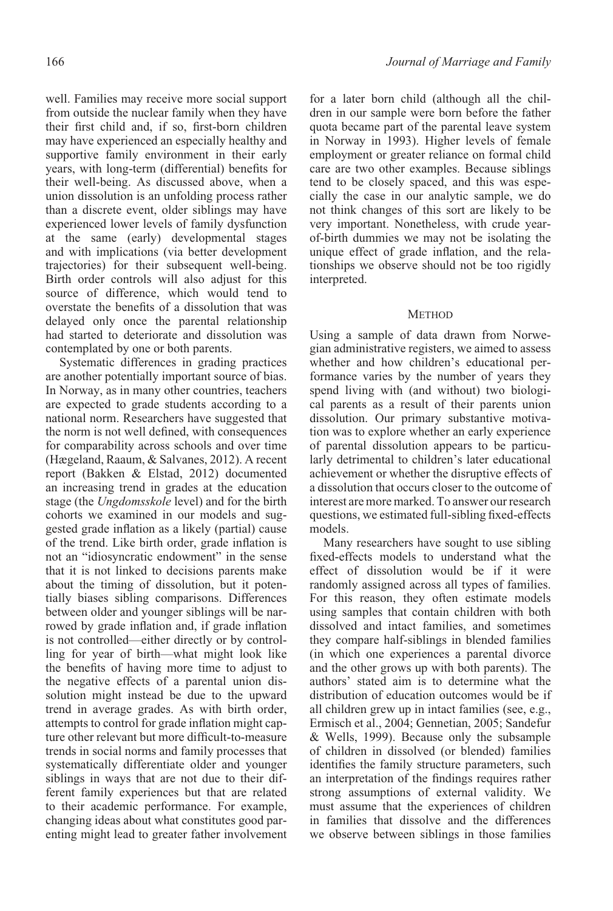well. Families may receive more social support from outside the nuclear family when they have their first child and, if so, first-born children may have experienced an especially healthy and supportive family environment in their early years, with long-term (differential) benefits for their well-being. As discussed above, when a union dissolution is an unfolding process rather than a discrete event, older siblings may have experienced lower levels of family dysfunction at the same (early) developmental stages and with implications (via better development trajectories) for their subsequent well-being. Birth order controls will also adjust for this source of difference, which would tend to overstate the benefits of a dissolution that was delayed only once the parental relationship had started to deteriorate and dissolution was contemplated by one or both parents.

Systematic differences in grading practices are another potentially important source of bias. In Norway, as in many other countries, teachers are expected to grade students according to a national norm. Researchers have suggested that the norm is not well defined, with consequences for comparability across schools and over time (Hægeland, Raaum, & Salvanes, 2012). A recent report (Bakken & Elstad, 2012) documented an increasing trend in grades at the education stage (the *Ungdomsskole* level) and for the birth cohorts we examined in our models and suggested grade inflation as a likely (partial) cause of the trend. Like birth order, grade inflation is not an "idiosyncratic endowment" in the sense that it is not linked to decisions parents make about the timing of dissolution, but it potentially biases sibling comparisons. Differences between older and younger siblings will be narrowed by grade inflation and, if grade inflation is not controlled—either directly or by controlling for year of birth—what might look like the benefits of having more time to adjust to the negative effects of a parental union dissolution might instead be due to the upward trend in average grades. As with birth order, attempts to control for grade inflation might capture other relevant but more difficult-to-measure trends in social norms and family processes that systematically differentiate older and younger siblings in ways that are not due to their different family experiences but that are related to their academic performance. For example, changing ideas about what constitutes good parenting might lead to greater father involvement for a later born child (although all the children in our sample were born before the father quota became part of the parental leave system in Norway in 1993). Higher levels of female employment or greater reliance on formal child care are two other examples. Because siblings tend to be closely spaced, and this was especially the case in our analytic sample, we do not think changes of this sort are likely to be very important. Nonetheless, with crude year-of-birth dummies we may not be isolating the unique effect of grade inflation, and the relationships we observe should not be too rigidly interpreted.

## Method

Using a sample of data drawn from Norwegian administrative registers, we aimed to assess whether and how children's educational performance varies by the number of years they spend living with (and without) two biological parents as a result of their parents union dissolution. Our primary substantive motivation was to explore whether an early experience of parental dissolution appears to be particularly detrimental to children's later educational achievement or whether the disruptive effects of a dissolution that occurs closer to the outcome of interest are more marked. To answer our research questions, we estimated full-sibling fixed-effects models.

Many researchers have sought to use sibling fixed-effects models to understand what the effect of dissolution would be if it were randomly assigned across all types of families. For this reason, they often estimate models using samples that contain children with both dissolved and intact families, and sometimes they compare half-siblings in blended families (in which one experiences a parental divorce and the other grows up with both parents). The authors' stated aim is to determine what the distribution of education outcomes would be if all children grew up in intact families (see, e.g., Ermisch et al., 2004; Gennetian, 2005; Sandefur & Wells, 1999). Because only the subsample of children in dissolved (or blended) families identifies the family structure parameters, such an interpretation of the findings requires rather strong assumptions of external validity. We must assume that the experiences of children in families that dissolve and the differences we observe between siblings in those families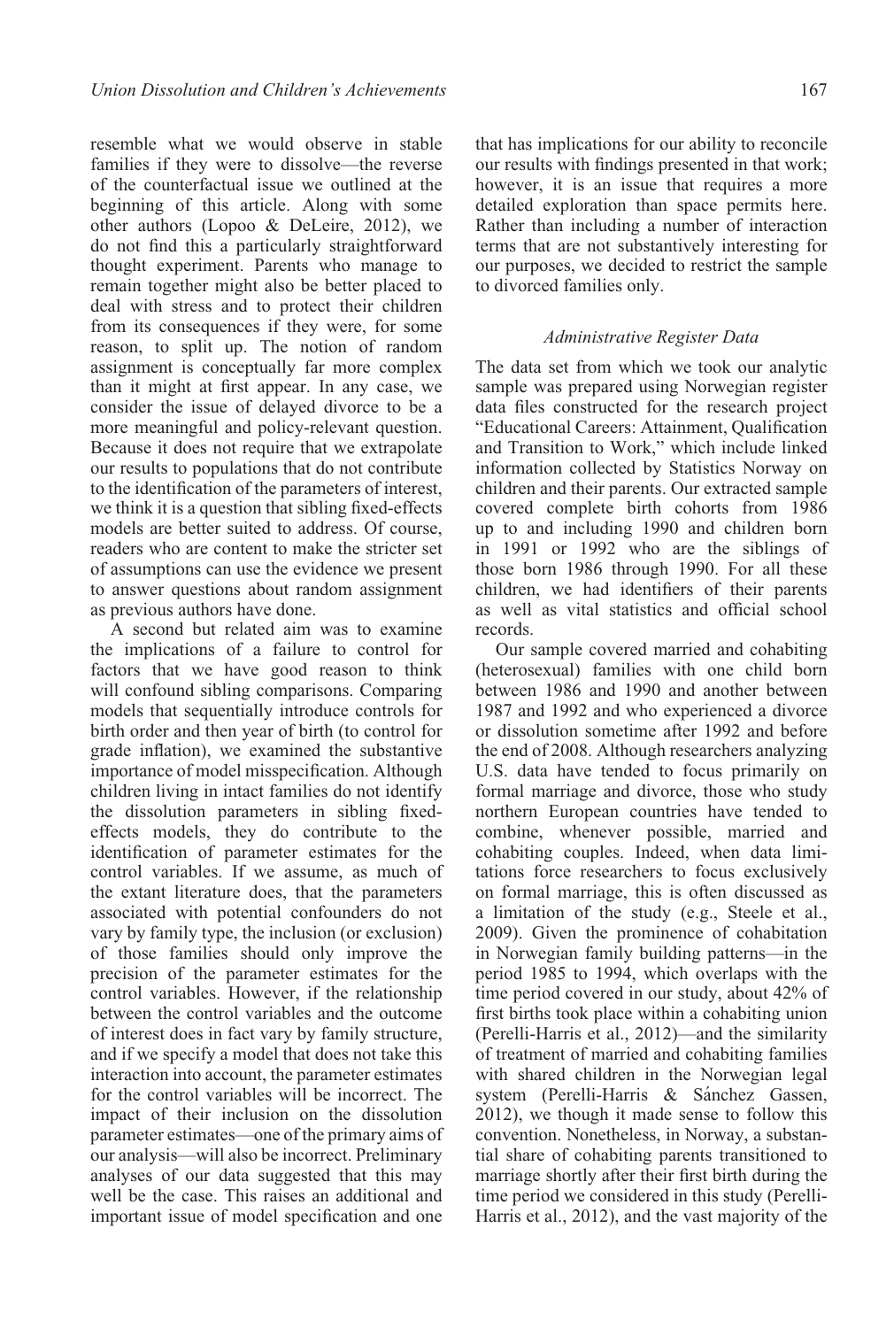resemble what we would observe in stable families if they were to dissolve—the reverse of the counterfactual issue we outlined at the beginning of this article. Along with some other authors (Lopoo & DeLeire, 2012), we do not find this a particularly straightforward thought experiment. Parents who manage to remain together might also be better placed to deal with stress and to protect their children from its consequences if they were, for some reason, to split up. The notion of random assignment is conceptually far more complex than it might at first appear. In any case, we consider the issue of delayed divorce to be a more meaningful and policy-relevant question. Because it does not require that we extrapolate our results to populations that do not contribute to the identification of the parameters of interest, we think it is a question that sibling fixed-effects models are better suited to address. Of course, readers who are content to make the stricter set of assumptions can use the evidence we present to answer questions about random assignment as previous authors have done.

A second but related aim was to examine the implications of a failure to control for factors that we have good reason to think will confound sibling comparisons. Comparing models that sequentially introduce controls for birth order and then year of birth (to control for grade inflation), we examined the substantive importance of model misspecification. Although children living in intact families do not identify the dissolution parameters in sibling fixed-effects models, they do contribute to the identification of parameter estimates for the control variables. If we assume, as much of the extant literature does, that the parameters associated with potential confounders do not vary by family type, the inclusion (or exclusion) of those families should only improve the precision of the parameter estimates for the control variables. However, if the relationship between the control variables and the outcome of interest does in fact vary by family structure, and if we specify a model that does not take this interaction into account, the parameter estimates for the control variables will be incorrect. The impact of their inclusion on the dissolution parameter estimates—one of the primary aims of our analysis—will also be incorrect. Preliminary analyses of our data suggested that this may well be the case. This raises an additional and important issue of model specification and one that has implications for our ability to reconcile our results with findings presented in that work; however, it is an issue that requires a more detailed exploration than space permits here. Rather than including a number of interaction terms that are not substantively interesting for our purposes, we decided to restrict the sample to divorced families only.

### *Administrative Register Data*

The data set from which we took our analytic sample was prepared using Norwegian register data files constructed for the research project "Educational Careers: Attainment, Qualification and Transition to Work," which include linked information collected by Statistics Norway on children and their parents. Our extracted sample covered complete birth cohorts from 1986 up to and including 1990 and children born in 1991 or 1992 who are the siblings of those born 1986 through 1990. For all these children, we had identifiers of their parents as well as vital statistics and official school records.

Our sample covered married and cohabiting (heterosexual) families with one child born between 1986 and 1990 and another between 1987 and 1992 and who experienced a divorce or dissolution sometime after 1992 and before the end of 2008. Although researchers analyzing U.S. data have tended to focus primarily on formal marriage and divorce, those who study northern European countries have tended to combine, whenever possible, married and cohabiting couples. Indeed, when data limitations force researchers to focus exclusively on formal marriage, this is often discussed as a limitation of the study (e.g., Steele et al., 2009). Given the prominence of cohabitation in Norwegian family building patterns—in the period 1985 to 1994, which overlaps with the time period covered in our study, about 42% of first births took place within a cohabiting union (Perelli-Harris et al., 2012)—and the similarity of treatment of married and cohabiting families with shared children in the Norwegian legal system (Perelli-Harris & Sánchez Gassen, 2012), we though it made sense to follow this convention. Nonetheless, in Norway, a substantial share of cohabiting parents transitioned to marriage shortly after their first birth during the time period we considered in this study (Perelli-Harris et al., 2012), and the vast majority of the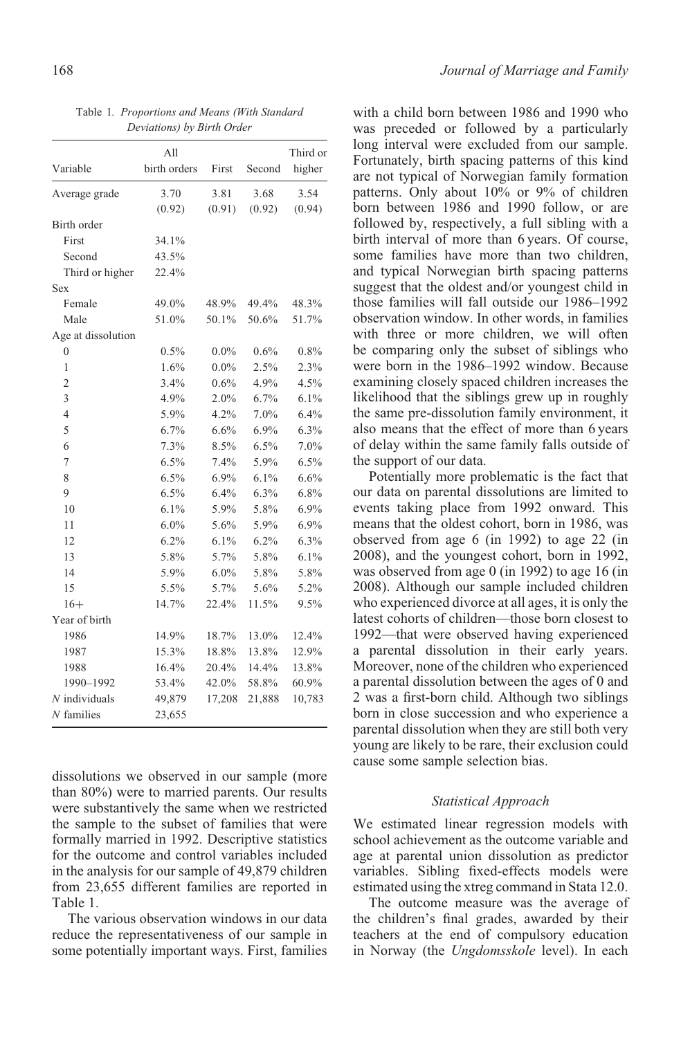Table 1. *Proportions and Means (With Standard Deviations) by Birth Order*

| Variable | All birth orders | First | Second | Third or higher |
|---|---|---|---|---|
| Average grade | 3.70 (0.92) | 3.81 (0.91) | 3.68 (0.92) | 3.54 (0.94) |
| Birth order | | | | |
| First | 34.1% | | | |
| Second | 43.5% | | | |
| Third or higher | 22.4% | | | |
| Sex | | | | |
| Female | 49.0% | 48.9% | 49.4% | 48.3% |
| Male | 51.0% | 50.1% | 50.6% | 51.7% |
| Age at dissolution | | | | |
| 0 | 0.5% | 0.0% | 0.6% | 0.8% |
| 1 | 1.6% | 0.0% | 2.5% | 2.3% |
| 2 | 3.4% | 0.6% | 4.9% | 4.5% |
| 3 | 4.9% | 2.0% | 6.7% | 6.1% |
| 4 | 5.9% | 4.2% | 7.0% | 6.4% |
| 5 | 6.7% | 6.6% | 6.9% | 6.3% |
| 6 | 7.3% | 8.5% | 6.5% | 7.0% |
| 7 | 6.5% | 7.4% | 5.9% | 6.5% |
| 8 | 6.5% | 6.9% | 6.1% | 6.6% |
| 9 | 6.5% | 6.4% | 6.3% | 6.8% |
| 10 | 6.1% | 5.9% | 5.8% | 6.9% |
| 11 | 6.0% | 5.6% | 5.9% | 6.9% |
| 12 | 6.2% | 6.1% | 6.2% | 6.3% |
| 13 | 5.8% | 5.7% | 5.8% | 6.1% |
| 14 | 5.9% | 6.0% | 5.8% | 5.8% |
| 15 | 5.5% | 5.7% | 5.6% | 5.2% |
| 16+ | 14.7% | 22.4% | 11.5% | 9.5% |
| Year of birth | | | | |
| 1986 | 14.9% | 18.7% | 13.0% | 12.4% |
| 1987 | 15.3% | 18.8% | 13.8% | 12.9% |
| 1988 | 16.4% | 20.4% | 14.4% | 13.8% |
| 1990–1992 | 53.4% | 42.0% | 58.8% | 60.9% |
| *N* individuals | 49,879 | 17,208 | 21,888 | 10,783 |
| *N* families | 23,655 | | | |

dissolutions we observed in our sample (more than 80%) were to married parents. Our results were substantively the same when we restricted the sample to the subset of families that were formally married in 1992. Descriptive statistics for the outcome and control variables included in the analysis for our sample of 49,879 children from 23,655 different families are reported in Table 1.

The various observation windows in our data reduce the representativeness of our sample in some potentially important ways. First, families with a child born between 1986 and 1990 who was preceded or followed by a particularly long interval were excluded from our sample. Fortunately, birth spacing patterns of this kind are not typical of Norwegian family formation patterns. Only about 10% or 9% of children born between 1986 and 1990 follow, or are followed by, respectively, a full sibling with a birth interval of more than 6 years. Of course, some families have more than two children, and typical Norwegian birth spacing patterns suggest that the oldest and/or youngest child in those families will fall outside our 1986–1992 observation window. In other words, in families with three or more children, we will often be comparing only the subset of siblings who were born in the 1986–1992 window. Because examining closely spaced children increases the likelihood that the siblings grew up in roughly the same pre-dissolution family environment, it also means that the effect of more than 6 years of delay within the same family falls outside of the support of our data.

Potentially more problematic is the fact that our data on parental dissolutions are limited to events taking place from 1992 onward. This means that the oldest cohort, born in 1986, was observed from age 6 (in 1992) to age 22 (in 2008), and the youngest cohort, born in 1992, was observed from age 0 (in 1992) to age 16 (in 2008). Although our sample included children who experienced divorce at all ages, it is only the latest cohorts of children—those born closest to 1992—that were observed having experienced a parental dissolution in their early years. Moreover, none of the children who experienced a parental dissolution between the ages of 0 and 2 was a first-born child. Although two siblings born in close succession and who experience a parental dissolution when they are still both very young are likely to be rare, their exclusion could cause some sample selection bias.

### *Statistical Approach*

We estimated linear regression models with school achievement as the outcome variable and age at parental union dissolution as predictor variables. Sibling fixed-effects models were estimated using the xtreg command in Stata 12.0.

The outcome measure was the average of the children's final grades, awarded by their teachers at the end of compulsory education in Norway (the *Ungdomsskole* level). In each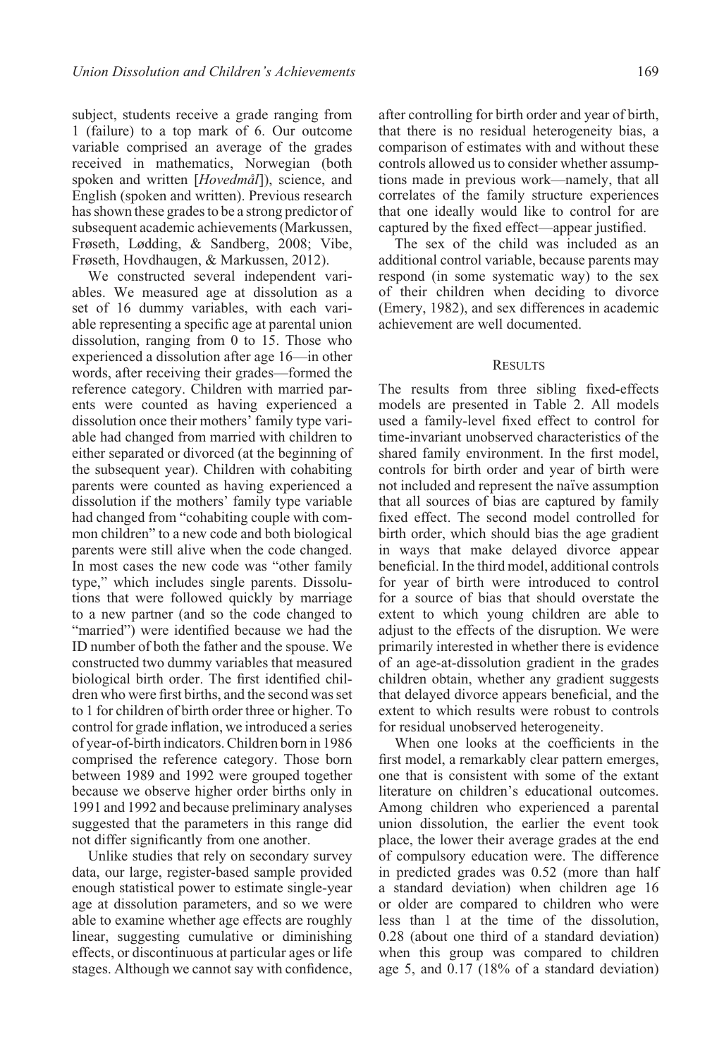subject, students receive a grade ranging from 1 (failure) to a top mark of 6. Our outcome variable comprised an average of the grades received in mathematics, Norwegian (both spoken and written [*Hovedmål*]), science, and English (spoken and written). Previous research has shown these grades to be a strong predictor of subsequent academic achievements (Markussen, Frøseth, Lødding, & Sandberg, 2008; Vibe, Frøseth, Hovdhaugen, & Markussen, 2012).

We constructed several independent variables. We measured age at dissolution as a set of 16 dummy variables, with each variable representing a specific age at parental union dissolution, ranging from 0 to 15. Those who experienced a dissolution after age 16—in other words, after receiving their grades—formed the reference category. Children with married parents were counted as having experienced a dissolution once their mothers' family type variable had changed from married with children to either separated or divorced (at the beginning of the subsequent year). Children with cohabiting parents were counted as having experienced a dissolution if the mothers' family type variable had changed from "cohabiting couple with common children" to a new code and both biological parents were still alive when the code changed. In most cases the new code was "other family type," which includes single parents. Dissolutions that were followed quickly by marriage to a new partner (and so the code changed to "married") were identified because we had the ID number of both the father and the spouse. We constructed two dummy variables that measured biological birth order. The first identified children who were first births, and the second was set to 1 for children of birth order three or higher. To control for grade inflation, we introduced a series of year-of-birth indicators. Children born in 1986 comprised the reference category. Those born between 1989 and 1992 were grouped together because we observe higher order births only in 1991 and 1992 and because preliminary analyses suggested that the parameters in this range did not differ significantly from one another.

Unlike studies that rely on secondary survey data, our large, register-based sample provided enough statistical power to estimate single-year age at dissolution parameters, and so we were able to examine whether age effects are roughly linear, suggesting cumulative or diminishing effects, or discontinuous at particular ages or life stages. Although we cannot say with confidence, after controlling for birth order and year of birth, that there is no residual heterogeneity bias, a comparison of estimates with and without these controls allowed us to consider whether assumptions made in previous work—namely, that all correlates of the family structure experiences that one ideally would like to control for are captured by the fixed effect—appear justified.

The sex of the child was included as an additional control variable, because parents may respond (in some systematic way) to the sex of their children when deciding to divorce (Emery, 1982), and sex differences in academic achievement are well documented.

## Results

The results from three sibling fixed-effects models are presented in Table 2. All models used a family-level fixed effect to control for time-invariant unobserved characteristics of the shared family environment. In the first model, controls for birth order and year of birth were not included and represent the naïve assumption that all sources of bias are captured by family fixed effect. The second model controlled for birth order, which should bias the age gradient in ways that make delayed divorce appear beneficial. In the third model, additional controls for year of birth were introduced to control for a source of bias that should overstate the extent to which young children are able to adjust to the effects of the disruption. We were primarily interested in whether there is evidence of an age-at-dissolution gradient in the grades children obtain, whether any gradient suggests that delayed divorce appears beneficial, and the extent to which results were robust to controls for residual unobserved heterogeneity.

When one looks at the coefficients in the first model, a remarkably clear pattern emerges, one that is consistent with some of the extant literature on children's educational outcomes. Among children who experienced a parental union dissolution, the earlier the event took place, the lower their average grades at the end of compulsory education were. The difference in predicted grades was 0.52 (more than half a standard deviation) when children age 16 or older are compared to children who were less than 1 at the time of the dissolution, 0.28 (about one third of a standard deviation) when this group was compared to children age 5, and 0.17 (18% of a standard deviation)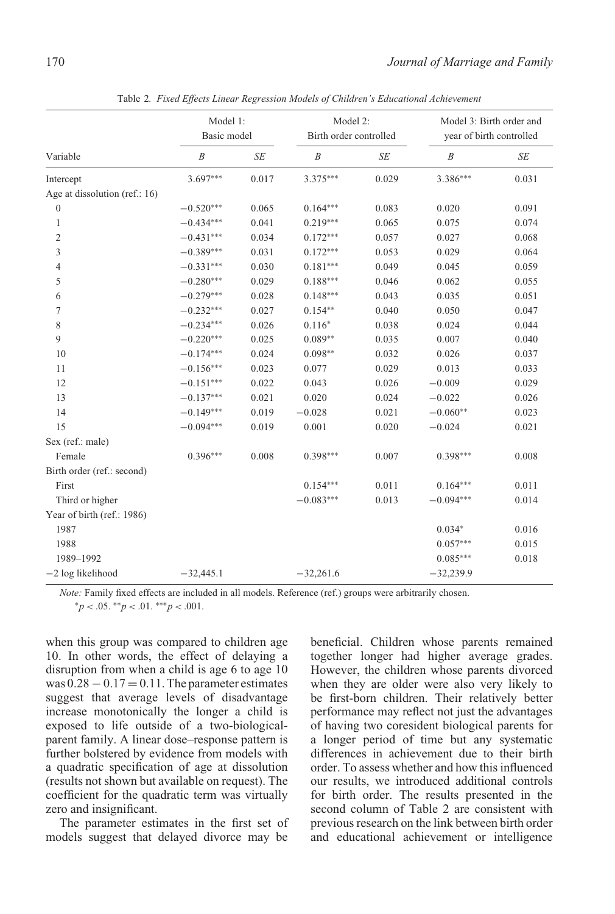Table 2. *Fixed Effects Linear Regression Models of Children's Educational Achievement*

| Variable | Model 1: Basic model | | Model 2: Birth order controlled | | Model 3: Birth order and year of birth controlled | |
|---|---|---|---|---|---|---|
| | *B* | *SE* | *B* | *SE* | *B* | *SE* |
| Intercept | 3.697*** | 0.017 | 3.375*** | 0.029 | 3.386*** | 0.031 |
| Age at dissolution (ref.: 16) | | | | | | |
| 0 | −0.520*** | 0.065 | 0.164*** | 0.083 | 0.020 | 0.091 |
| 1 | −0.434*** | 0.041 | 0.219*** | 0.065 | 0.075 | 0.074 |
| 2 | −0.431*** | 0.034 | 0.172*** | 0.057 | 0.027 | 0.068 |
| 3 | −0.389*** | 0.031 | 0.172*** | 0.053 | 0.029 | 0.064 |
| 4 | −0.331*** | 0.030 | 0.181*** | 0.049 | 0.045 | 0.059 |
| 5 | −0.280*** | 0.029 | 0.188*** | 0.046 | 0.062 | 0.055 |
| 6 | −0.279*** | 0.028 | 0.148*** | 0.043 | 0.035 | 0.051 |
| 7 | −0.232*** | 0.027 | 0.154** | 0.040 | 0.050 | 0.047 |
| 8 | −0.234*** | 0.026 | 0.116* | 0.038 | 0.024 | 0.044 |
| 9 | −0.220*** | 0.025 | 0.089** | 0.035 | 0.007 | 0.040 |
| 10 | −0.174*** | 0.024 | 0.098** | 0.032 | 0.026 | 0.037 |
| 11 | −0.156*** | 0.023 | 0.077 | 0.029 | 0.013 | 0.033 |
| 12 | −0.151*** | 0.022 | 0.043 | 0.026 | −0.009 | 0.029 |
| 13 | −0.137*** | 0.021 | 0.020 | 0.024 | −0.022 | 0.026 |
| 14 | −0.149*** | 0.019 | −0.028 | 0.021 | −0.060** | 0.023 |
| 15 | −0.094*** | 0.019 | 0.001 | 0.020 | −0.024 | 0.021 |
| Sex (ref.: male) | | | | | | |
| Female | 0.396*** | 0.008 | 0.398*** | 0.007 | 0.398*** | 0.008 |
| Birth order (ref.: second) | | | | | | |
| First | | | 0.154*** | 0.011 | 0.164*** | 0.011 |
| Third or higher | | | −0.083*** | 0.013 | −0.094*** | 0.014 |
| Year of birth (ref.: 1986) | | | | | | |
| 1987 | | | | | 0.034* | 0.016 |
| 1988 | | | | | 0.057*** | 0.015 |
| 1989–1992 | | | | | 0.085*** | 0.018 |
| −2 log likelihood | −32,445.1 | | −32,261.6 | | −32,239.9 | |

*Note:* Family fixed effects are included in all models. Reference (ref.) groups were arbitrarily chosen.
*$p < .05$. **$p < .01$. ***$p < .001$.

when this group was compared to children age 10. In other words, the effect of delaying a disruption from when a child is age 6 to age 10 was $0.28 - 0.17 = 0.11$. The parameter estimates suggest that average levels of disadvantage increase monotonically the longer a child is exposed to life outside of a two-biological-parent family. A linear dose–response pattern is further bolstered by evidence from models with a quadratic specification of age at dissolution (results not shown but available on request). The coefficient for the quadratic term was virtually zero and insignificant.

The parameter estimates in the first set of models suggest that delayed divorce may be beneficial. Children whose parents remained together longer had higher average grades. However, the children whose parents divorced when they are older were also very likely to be first-born children. Their relatively better performance may reflect not just the advantages of having two coresident biological parents for a longer period of time but any systematic differences in achievement due to their birth order. To assess whether and how this influenced our results, we introduced additional controls for birth order. The results presented in the second column of Table 2 are consistent with previous research on the link between birth order and educational achievement or intelligence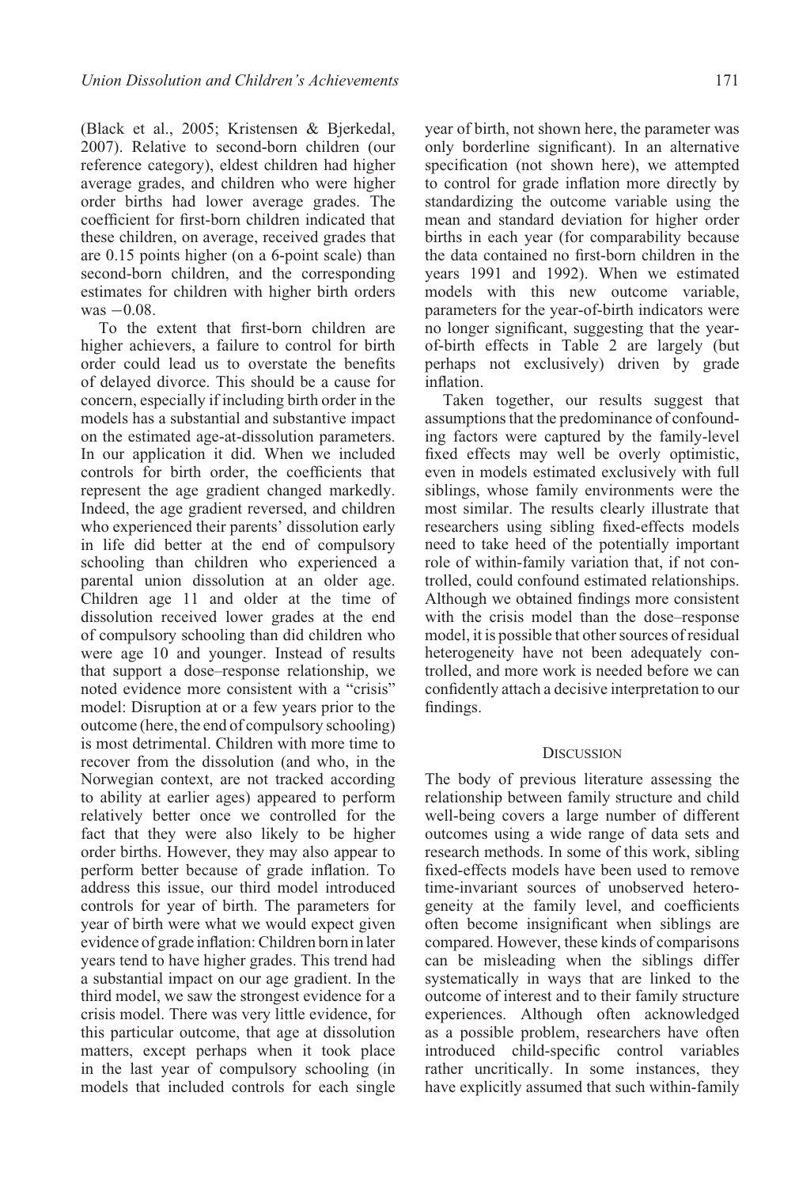(Black et al., 2005; Kristensen & Bjerkedal, 2007). Relative to second-born children (our reference category), eldest children had higher average grades, and children who were higher order births had lower average grades. The coefficient for first-born children indicated that these children, on average, received grades that are 0.15 points higher (on a 6-point scale) than second-born children, and the corresponding estimates for children with higher birth orders was −0.08.

To the extent that first-born children are higher achievers, a failure to control for birth order could lead us to overstate the benefits of delayed divorce. This should be a cause for concern, especially if including birth order in the models has a substantial and substantive impact on the estimated age-at-dissolution parameters. In our application it did. When we included controls for birth order, the coefficients that represent the age gradient changed markedly. Indeed, the age gradient reversed, and children who experienced their parents' dissolution early in life did better at the end of compulsory schooling than children who experienced a parental union dissolution at an older age. Children age 11 and older at the time of dissolution received lower grades at the end of compulsory schooling than did children who were age 10 and younger. Instead of results that support a dose–response relationship, we noted evidence more consistent with a "crisis" model: Disruption at or a few years prior to the outcome (here, the end of compulsory schooling) is most detrimental. Children with more time to recover from the dissolution (and who, in the Norwegian context, are not tracked according to ability at earlier ages) appeared to perform relatively better once we controlled for the fact that they were also likely to be higher order births. However, they may also appear to perform better because of grade inflation. To address this issue, our third model introduced controls for year of birth. The parameters for year of birth were what we would expect given evidence of grade inflation: Children born in later years tend to have higher grades. This trend had a substantial impact on our age gradient. In the third model, we saw the strongest evidence for a crisis model. There was very little evidence, for this particular outcome, that age at dissolution matters, except perhaps when it took place in the last year of compulsory schooling (in models that included controls for each single year of birth, not shown here, the parameter was only borderline significant). In an alternative specification (not shown here), we attempted to control for grade inflation more directly by standardizing the outcome variable using the mean and standard deviation for higher order births in each year (for comparability because the data contained no first-born children in the years 1991 and 1992). When we estimated models with this new outcome variable, parameters for the year-of-birth indicators were no longer significant, suggesting that the year-of-birth effects in Table 2 are largely (but perhaps not exclusively) driven by grade inflation.

Taken together, our results suggest that assumptions that the predominance of confounding factors were captured by the family-level fixed effects may well be overly optimistic, even in models estimated exclusively with full siblings, whose family environments were the most similar. The results clearly illustrate that researchers using sibling fixed-effects models need to take heed of the potentially important role of within-family variation that, if not controlled, could confound estimated relationships. Although we obtained findings more consistent with the crisis model than the dose–response model, it is possible that other sources of residual heterogeneity have not been adequately controlled, and more work is needed before we can confidently attach a decisive interpretation to our findings.

## Discussion

The body of previous literature assessing the relationship between family structure and child well-being covers a large number of different outcomes using a wide range of data sets and research methods. In some of this work, sibling fixed-effects models have been used to remove time-invariant sources of unobserved heterogeneity at the family level, and coefficients often become insignificant when siblings are compared. However, these kinds of comparisons can be misleading when the siblings differ systematically in ways that are linked to the outcome of interest and to their family structure experiences. Although often acknowledged as a possible problem, researchers have often introduced child-specific control variables rather uncritically. In some instances, they have explicitly assumed that such within-family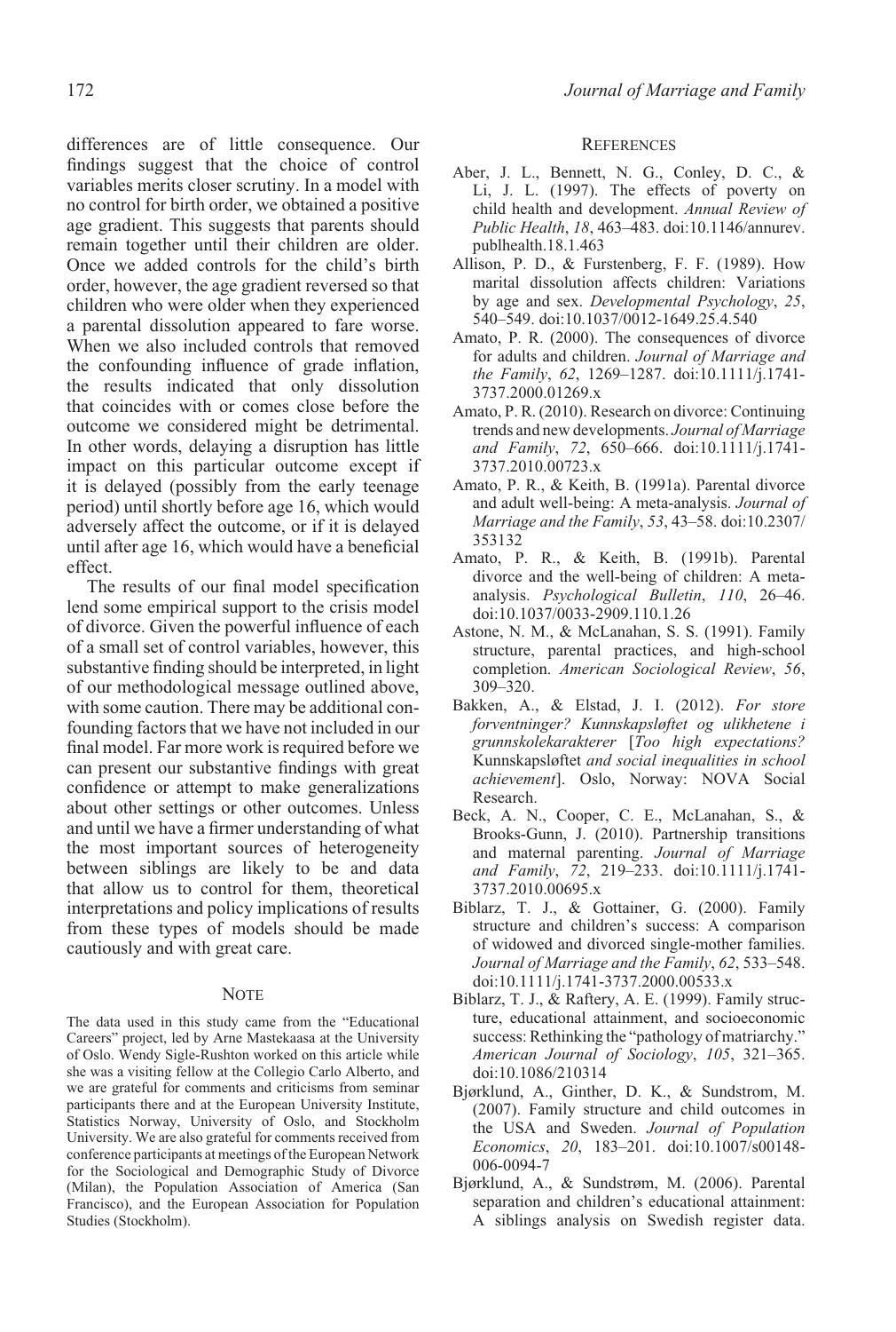differences are of little consequence. Our findings suggest that the choice of control variables merits closer scrutiny. In a model with no control for birth order, we obtained a positive age gradient. This suggests that parents should remain together until their children are older. Once we added controls for the child's birth order, however, the age gradient reversed so that children who were older when they experienced a parental dissolution appeared to fare worse. When we also included controls that removed the confounding influence of grade inflation, the results indicated that only dissolution that coincides with or comes close before the outcome we considered might be detrimental. In other words, delaying a disruption has little impact on this particular outcome except if it is delayed (possibly from the early teenage period) until shortly before age 16, which would adversely affect the outcome, or if it is delayed until after age 16, which would have a beneficial effect.

The results of our final model specification lend some empirical support to the crisis model of divorce. Given the powerful influence of each of a small set of control variables, however, this substantive finding should be interpreted, in light of our methodological message outlined above, with some caution. There may be additional confounding factors that we have not included in our final model. Far more work is required before we can present our substantive findings with great confidence or attempt to make generalizations about other settings or other outcomes. Unless and until we have a firmer understanding of what the most important sources of heterogeneity between siblings are likely to be and data that allow us to control for them, theoretical interpretations and policy implications of results from these types of models should be made cautiously and with great care.

## Note

The data used in this study came from the "Educational Careers" project, led by Arne Mastekaasa at the University of Oslo. Wendy Sigle-Rushton worked on this article while she was a visiting fellow at the Collegio Carlo Alberto, and we are grateful for comments and criticisms from seminar participants there and at the European University Institute, Statistics Norway, University of Oslo, and Stockholm University. We are also grateful for comments received from conference participants at meetings of the European Network for the Sociological and Demographic Study of Divorce (Milan), the Population Association of America (San Francisco), and the European Association for Population Studies (Stockholm).

## References

Aber, J. L., Bennett, N. G., Conley, D. C., & Li, J. L. (1997). The effects of poverty on child health and development. *Annual Review of Public Health*, *18*, 463–483. doi:10.1146/annurev.publhealth.18.1.463

Allison, P. D., & Furstenberg, F. F. (1989). How marital dissolution affects children: Variations by age and sex. *Developmental Psychology*, *25*, 540–549. doi:10.1037/0012-1649.25.4.540

Amato, P. R. (2000). The consequences of divorce for adults and children. *Journal of Marriage and the Family*, *62*, 1269–1287. doi:10.1111/j.1741-3737.2000.01269.x

Amato, P. R. (2010). Research on divorce: Continuing trends and new developments. *Journal of Marriage and Family*, *72*, 650–666. doi:10.1111/j.1741-3737.2010.00723.x

Amato, P. R., & Keith, B. (1991a). Parental divorce and adult well-being: A meta-analysis. *Journal of Marriage and the Family*, *53*, 43–58. doi:10.2307/353132

Amato, P. R., & Keith, B. (1991b). Parental divorce and the well-being of children: A meta-analysis. *Psychological Bulletin*, *110*, 26–46. doi:10.1037/0033-2909.110.1.26

Astone, N. M., & McLanahan, S. S. (1991). Family structure, parental practices, and high-school completion. *American Sociological Review*, *56*, 309–320.

Bakken, A., & Elstad, J. I. (2012). *For store forventninger? Kunnskapsløftet og ulikhetene i grunnskolekarakterer* [*Too high expectations?* Kunnskapsløftet *and social inequalities in school achievement*]. Oslo, Norway: NOVA Social Research.

Beck, A. N., Cooper, C. E., McLanahan, S., & Brooks-Gunn, J. (2010). Partnership transitions and maternal parenting. *Journal of Marriage and Family*, *72*, 219–233. doi:10.1111/j.1741-3737.2010.00695.x

Biblarz, T. J., & Gottainer, G. (2000). Family structure and children's success: A comparison of widowed and divorced single-mother families. *Journal of Marriage and the Family*, *62*, 533–548. doi:10.1111/j.1741-3737.2000.00533.x

Biblarz, T. J., & Raftery, A. E. (1999). Family structure, educational attainment, and socioeconomic success: Rethinking the "pathology of matriarchy." *American Journal of Sociology*, *105*, 321–365. doi:10.1086/210314

Bjørklund, A., Ginther, D. K., & Sundstrom, M. (2007). Family structure and child outcomes in the USA and Sweden. *Journal of Population Economics*, *20*, 183–201. doi:10.1007/s00148-006-0094-7

Bjørklund, A., & Sundstrøm, M. (2006). Parental separation and children's educational attainment: A siblings analysis on Swedish register data.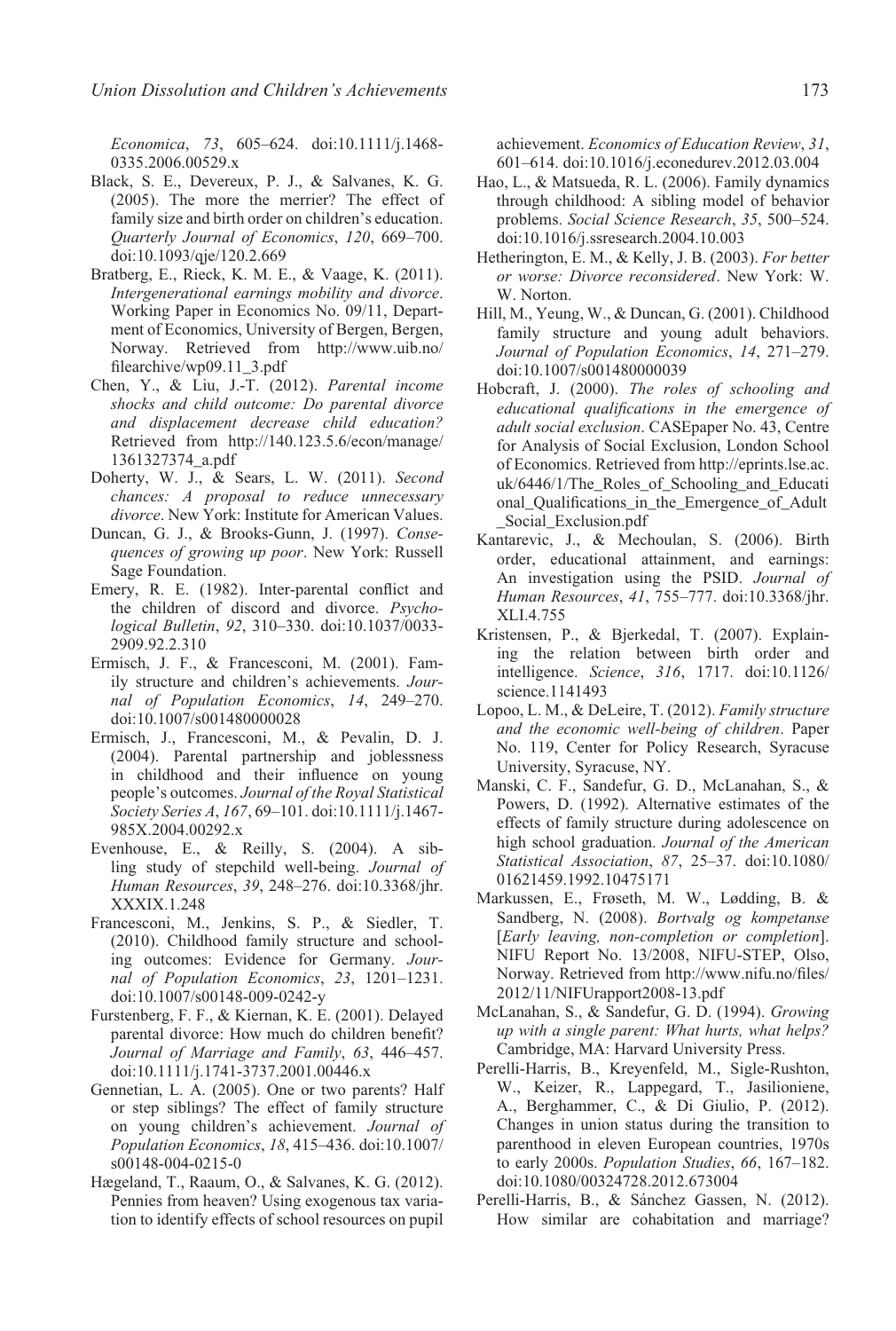*Economica*, *73*, 605–624. doi:10.1111/j.1468-0335.2006.00529.x

Black, S. E., Devereux, P. J., & Salvanes, K. G. (2005). The more the merrier? The effect of family size and birth order on children's education. *Quarterly Journal of Economics*, *120*, 669–700. doi:10.1093/qje/120.2.669

Bratberg, E., Rieck, K. M. E., & Vaage, K. (2011). *Intergenerational earnings mobility and divorce*. Working Paper in Economics No. 09/11, Department of Economics, University of Bergen, Bergen, Norway. Retrieved from http://www.uib.no/filearchive/wp09.11_3.pdf

Chen, Y., & Liu, J.-T. (2012). *Parental income shocks and child outcome: Do parental divorce and displacement decrease child education?* Retrieved from http://140.123.5.6/econ/manage/1361327374_a.pdf

Doherty, W. J., & Sears, L. W. (2011). *Second chances: A proposal to reduce unnecessary divorce*. New York: Institute for American Values.

Duncan, G. J., & Brooks-Gunn, J. (1997). *Consequences of growing up poor*. New York: Russell Sage Foundation.

Emery, R. E. (1982). Inter-parental conflict and the children of discord and divorce. *Psychological Bulletin*, *92*, 310–330. doi:10.1037/0033-2909.92.2.310

Ermisch, J. F., & Francesconi, M. (2001). Family structure and children's achievements. *Journal of Population Economics*, *14*, 249–270. doi:10.1007/s001480000028

Ermisch, J., Francesconi, M., & Pevalin, D. J. (2004). Parental partnership and joblessness in childhood and their influence on young people's outcomes. *Journal of the Royal Statistical Society Series A*, *167*, 69–101. doi:10.1111/j.1467-985X.2004.00292.x

Evenhouse, E., & Reilly, S. (2004). A sibling study of stepchild well-being. *Journal of Human Resources*, *39*, 248–276. doi:10.3368/jhr.XXXIX.1.248

Francesconi, M., Jenkins, S. P., & Siedler, T. (2010). Childhood family structure and schooling outcomes: Evidence for Germany. *Journal of Population Economics*, *23*, 1201–1231. doi:10.1007/s00148-009-0242-y

Furstenberg, F. F., & Kiernan, K. E. (2001). Delayed parental divorce: How much do children benefit? *Journal of Marriage and Family*, *63*, 446–457. doi:10.1111/j.1741-3737.2001.00446.x

Gennetian, L. A. (2005). One or two parents? Half or step siblings? The effect of family structure on young children's achievement. *Journal of Population Economics*, *18*, 415–436. doi:10.1007/s00148-004-0215-0

Hægeland, T., Raaum, O., & Salvanes, K. G. (2012). Pennies from heaven? Using exogenous tax variation to identify effects of school resources on pupil achievement. *Economics of Education Review*, *31*, 601–614. doi:10.1016/j.econedurev.2012.03.004

Hao, L., & Matsueda, R. L. (2006). Family dynamics through childhood: A sibling model of behavior problems. *Social Science Research*, *35*, 500–524. doi:10.1016/j.ssresearch.2004.10.003

Hetherington, E. M., & Kelly, J. B. (2003). *For better or worse: Divorce reconsidered*. New York: W. W. Norton.

Hill, M., Yeung, W., & Duncan, G. (2001). Childhood family structure and young adult behaviors. *Journal of Population Economics*, *14*, 271–279. doi:10.1007/s001480000039

Hobcraft, J. (2000). *The roles of schooling and educational qualifications in the emergence of adult social exclusion*. CASEpaper No. 43, Centre for Analysis of Social Exclusion, London School of Economics. Retrieved from http://eprints.lse.ac.uk/6446/1/The_Roles_of_Schooling_and_Educational_Qualifications_in_the_Emergence_of_Adult_Social_Exclusion.pdf

Kantarevic, J., & Mechoulan, S. (2006). Birth order, educational attainment, and earnings: An investigation using the PSID. *Journal of Human Resources*, *41*, 755–777. doi:10.3368/jhr.XLI.4.755

Kristensen, P., & Bjerkedal, T. (2007). Explaining the relation between birth order and intelligence. *Science*, *316*, 1717. doi:10.1126/science.1141493

Lopoo, L. M., & DeLeire, T. (2012). *Family structure and the economic well-being of children*. Paper No. 119, Center for Policy Research, Syracuse University, Syracuse, NY.

Manski, C. F., Sandefur, G. D., McLanahan, S., & Powers, D. (1992). Alternative estimates of the effects of family structure during adolescence on high school graduation. *Journal of the American Statistical Association*, *87*, 25–37. doi:10.1080/01621459.1992.10475171

Markussen, E., Frøseth, M. W., Lødding, B. & Sandberg, N. (2008). *Bortvalg og kompetanse* [*Early leaving, non-completion or completion*]. NIFU Report No. 13/2008, NIFU-STEP, Olso, Norway. Retrieved from http://www.nifu.no/files/2012/11/NIFUrapport2008-13.pdf

McLanahan, S., & Sandefur, G. D. (1994). *Growing up with a single parent: What hurts, what helps?* Cambridge, MA: Harvard University Press.

Perelli-Harris, B., Kreyenfeld, M., Sigle-Rushton, W., Keizer, R., Lappegard, T., Jasilioniene, A., Berghammer, C., & Di Giulio, P. (2012). Changes in union status during the transition to parenthood in eleven European countries, 1970s to early 2000s. *Population Studies*, *66*, 167–182. doi:10.1080/00324728.2012.673004

Perelli-Harris, B., & Sánchez Gassen, N. (2012). How similar are cohabitation and marriage?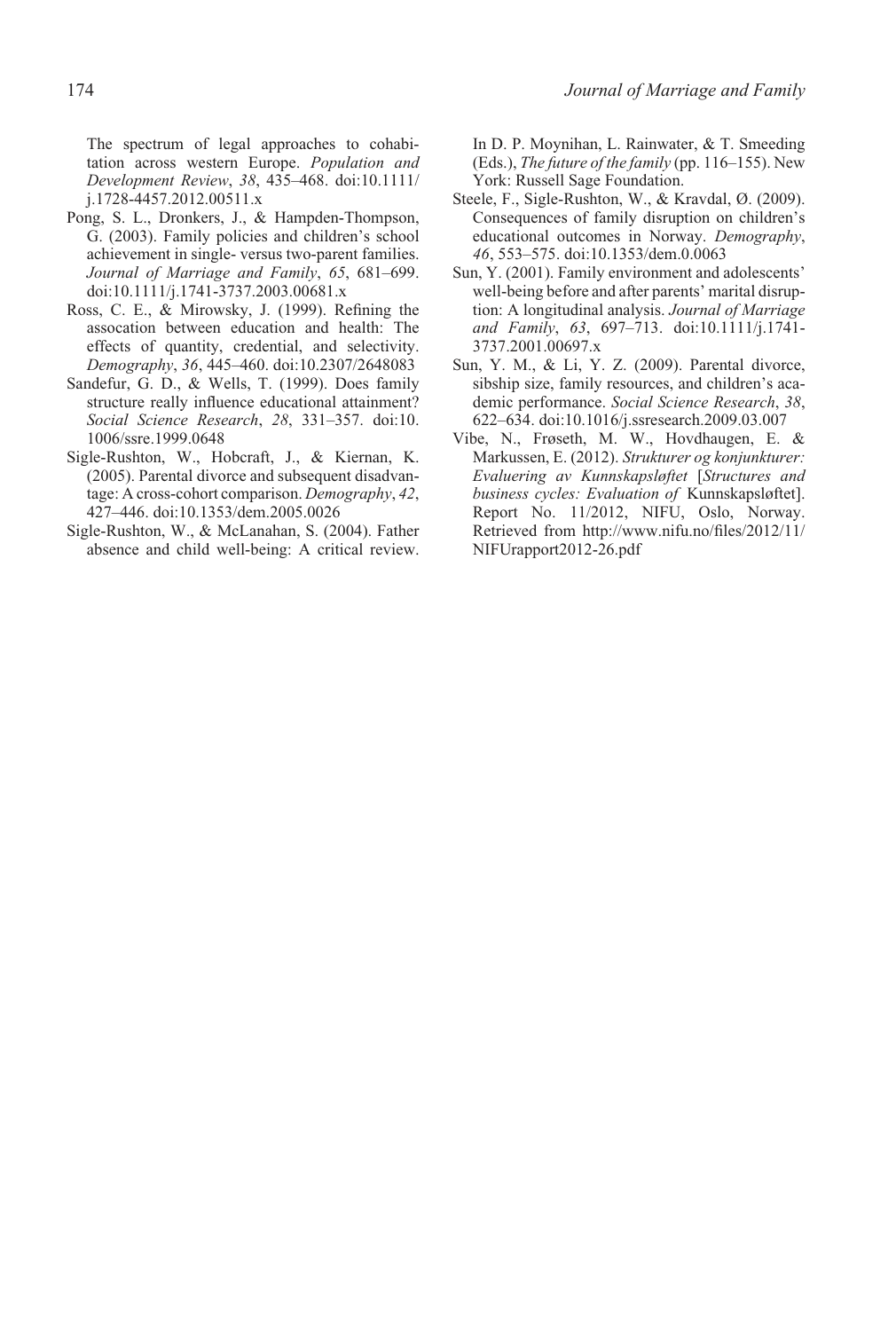The spectrum of legal approaches to cohabitation across western Europe. *Population and Development Review*, *38*, 435–468. doi:10.1111/j.1728-4457.2012.00511.x

Pong, S. L., Dronkers, J., & Hampden-Thompson, G. (2003). Family policies and children's school achievement in single- versus two-parent families. *Journal of Marriage and Family*, *65*, 681–699. doi:10.1111/j.1741-3737.2003.00681.x

Ross, C. E., & Mirowsky, J. (1999). Refining the assocation between education and health: The effects of quantity, credential, and selectivity. *Demography*, *36*, 445–460. doi:10.2307/2648083

Sandefur, G. D., & Wells, T. (1999). Does family structure really influence educational attainment? *Social Science Research*, *28*, 331–357. doi:10.1006/ssre.1999.0648

Sigle-Rushton, W., Hobcraft, J., & Kiernan, K. (2005). Parental divorce and subsequent disadvantage: A cross-cohort comparison. *Demography*, *42*, 427–446. doi:10.1353/dem.2005.0026

Sigle-Rushton, W., & McLanahan, S. (2004). Father absence and child well-being: A critical review. In D. P. Moynihan, L. Rainwater, & T. Smeeding (Eds.), *The future of the family* (pp. 116–155). New York: Russell Sage Foundation.

Steele, F., Sigle-Rushton, W., & Kravdal, Ø. (2009). Consequences of family disruption on children's educational outcomes in Norway. *Demography*, *46*, 553–575. doi:10.1353/dem.0.0063

Sun, Y. (2001). Family environment and adolescents' well-being before and after parents' marital disruption: A longitudinal analysis. *Journal of Marriage and Family*, *63*, 697–713. doi:10.1111/j.1741-3737.2001.00697.x

Sun, Y. M., & Li, Y. Z. (2009). Parental divorce, sibship size, family resources, and children's academic performance. *Social Science Research*, *38*, 622–634. doi:10.1016/j.ssresearch.2009.03.007

Vibe, N., Frøseth, M. W., Hovdhaugen, E. & Markussen, E. (2012). *Strukturer og konjunkturer: Evaluering av Kunnskapsløftet* [*Structures and business cycles: Evaluation of* Kunnskapsløftet]. Report No. 11/2012, NIFU, Oslo, Norway. Retrieved from http://www.nifu.no/files/2012/11/NIFUrapport2012-26.pdf